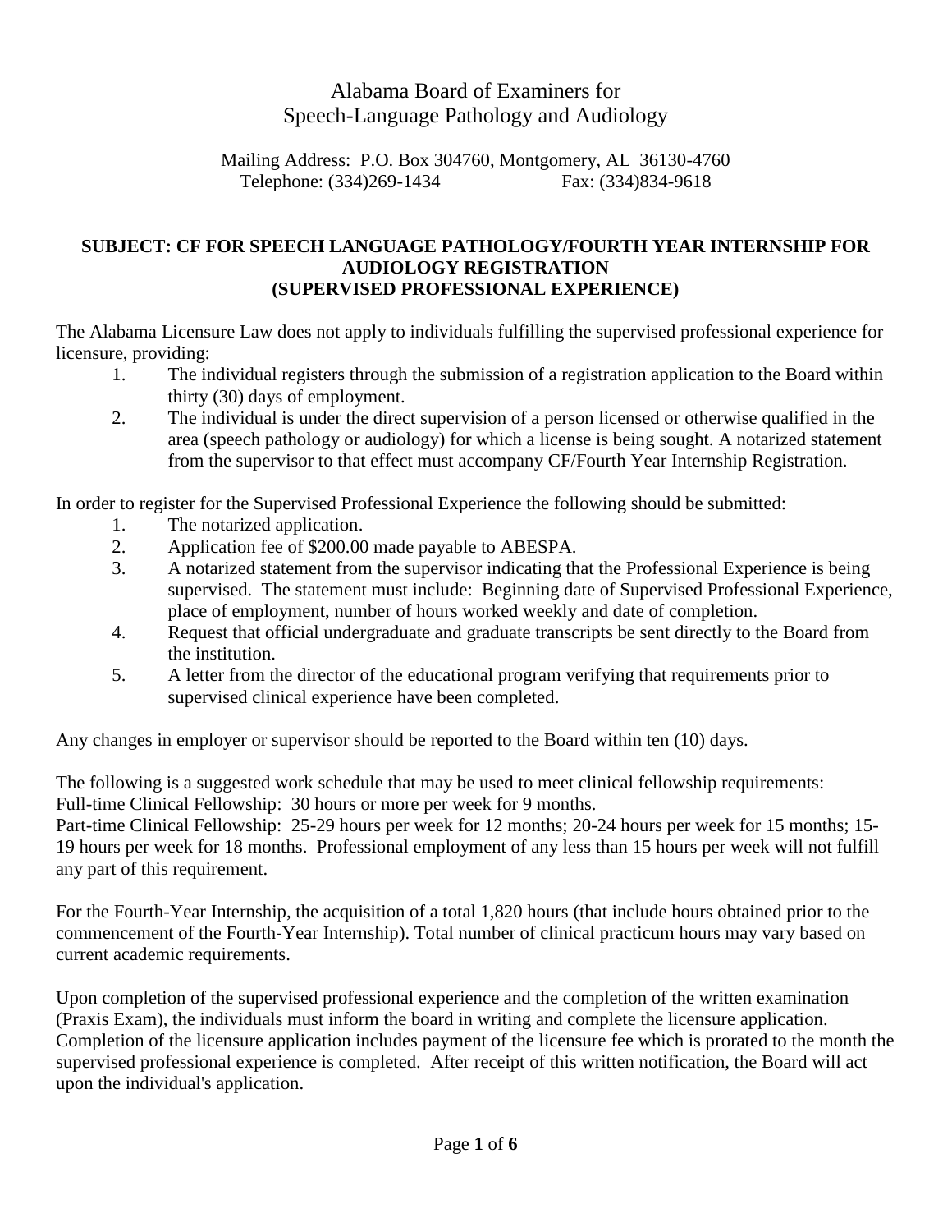# Alabama Board of Examiners for Speech-Language Pathology and Audiology

Mailing Address: P.O. Box 304760, Montgomery, AL 36130-4760
Telephone: (334)269-1434 Fax: (334)834-9618

**SUBJECT: CF FOR SPEECH LANGUAGE PATHOLOGY/FOURTH YEAR INTERNSHIP FOR AUDIOLOGY REGISTRATION (SUPERVISED PROFESSIONAL EXPERIENCE)**

The Alabama Licensure Law does not apply to individuals fulfilling the supervised professional experience for licensure, providing:

1. The individual registers through the submission of a registration application to the Board within thirty (30) days of employment.
2. The individual is under the direct supervision of a person licensed or otherwise qualified in the area (speech pathology or audiology) for which a license is being sought. A notarized statement from the supervisor to that effect must accompany CF/Fourth Year Internship Registration.

In order to register for the Supervised Professional Experience the following should be submitted:

1. The notarized application.
2. Application fee of $200.00 made payable to ABESPA.
3. A notarized statement from the supervisor indicating that the Professional Experience is being supervised. The statement must include: Beginning date of Supervised Professional Experience, place of employment, number of hours worked weekly and date of completion.
4. Request that official undergraduate and graduate transcripts be sent directly to the Board from the institution.
5. A letter from the director of the educational program verifying that requirements prior to supervised clinical experience have been completed.

Any changes in employer or supervisor should be reported to the Board within ten (10) days.

The following is a suggested work schedule that may be used to meet clinical fellowship requirements:
Full-time Clinical Fellowship: 30 hours or more per week for 9 months.
Part-time Clinical Fellowship: 25-29 hours per week for 12 months; 20-24 hours per week for 15 months; 15-19 hours per week for 18 months. Professional employment of any less than 15 hours per week will not fulfill any part of this requirement.

For the Fourth-Year Internship, the acquisition of a total 1,820 hours (that include hours obtained prior to the commencement of the Fourth-Year Internship). Total number of clinical practicum hours may vary based on current academic requirements.

Upon completion of the supervised professional experience and the completion of the written examination (Praxis Exam), the individuals must inform the board in writing and complete the licensure application. Completion of the licensure application includes payment of the licensure fee which is prorated to the month the supervised professional experience is completed. After receipt of this written notification, the Board will act upon the individual's application.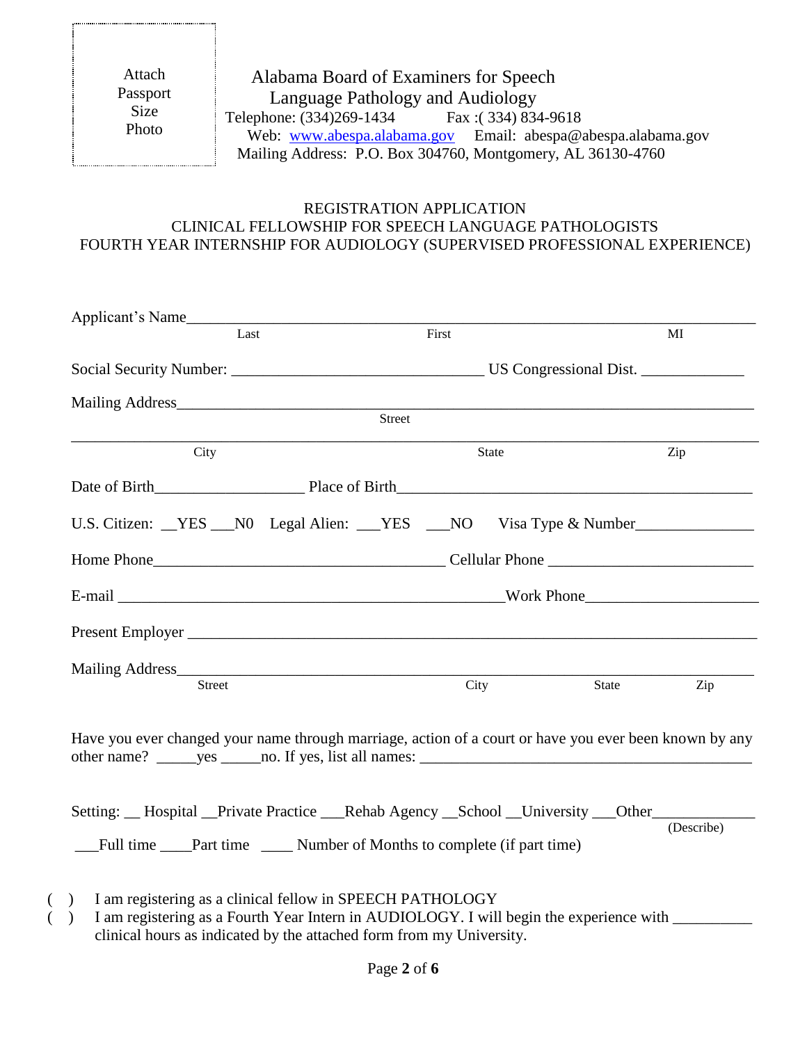Attach Passport Size Photo

Alabama Board of Examiners for Speech Language Pathology and Audiology
Telephone: (334)269-1434 Fax :( 334) 834-9618
Web: www.abespa.alabama.gov Email: abespa@abespa.alabama.gov
Mailing Address: P.O. Box 304760, Montgomery, AL 36130-4760

REGISTRATION APPLICATION
CLINICAL FELLOWSHIP FOR SPEECH LANGUAGE PATHOLOGISTS
FOURTH YEAR INTERNSHIP FOR AUDIOLOGY (SUPERVISED PROFESSIONAL EXPERIENCE)

Applicant's Name______________________________________________________________
Last First MI

Social Security Number: ______________________________ US Congressional Dist. ____________

Mailing Address_______________________________________________________________
Street

______________________________________________________________________________
City State Zip

Date of Birth__________________ Place of Birth__________________________________________

U.S. Citizen: __YES ___N0 Legal Alien: ___YES ___NO Visa Type & Number______________

Home Phone___________________________________ Cellular Phone _______________________

E-mail _____________________________________________Work Phone____________________

Present Employer ______________________________________________________________

Mailing Address_______________________________________________________________
Street City State Zip

Have you ever changed your name through marriage, action of a court or have you ever been known by any other name? _____yes _____no. If yes, list all names: ________________________________________

Setting: __ Hospital __Private Practice ___Rehab Agency __School __University ___Other____________
(Describe)

___Full time ____Part time ____ Number of Months to complete (if part time)

( ) I am registering as a clinical fellow in SPEECH PATHOLOGY
( ) I am registering as a Fourth Year Intern in AUDIOLOGY. I will begin the experience with __________ clinical hours as indicated by the attached form from my University.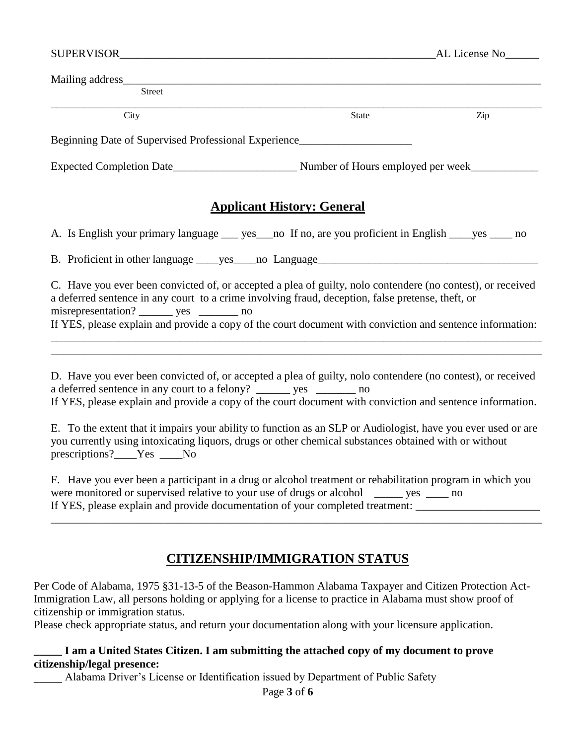SUPERVISOR___________________________________________________________AL License No______

Mailing address_________________________________________________________________________
Street

_____________________________________________________________________________________
City State Zip

Beginning Date of Supervised Professional Experience____________________

Expected Completion Date______________________ Number of Hours employed per week____________

## Applicant History: General

A. Is English your primary language ___ yes___no If no, are you proficient in English ____yes ____ no

B. Proficient in other language ____yes____no Language________________________________________

C. Have you ever been convicted of, or accepted a plea of guilty, nolo contendere (no contest), or received a deferred sentence in any court to a crime involving fraud, deception, false pretense, theft, or misrepresentation? ______ yes _______ no
If YES, please explain and provide a copy of the court document with conviction and sentence information:
_____________________________________________________________________________________
_____________________________________________________________________________________

D. Have you ever been convicted of, or accepted a plea of guilty, nolo contendere (no contest), or received a deferred sentence in any court to a felony? ______ yes _______ no
If YES, please explain and provide a copy of the court document with conviction and sentence information.

E. To the extent that it impairs your ability to function as an SLP or Audiologist, have you ever used or are you currently using intoxicating liquors, drugs or other chemical substances obtained with or without prescriptions?____Yes ____No

F. Have you ever been a participant in a drug or alcohol treatment or rehabilitation program in which you were monitored or supervised relative to your use of drugs or alcohol _____ yes ____ no
If YES, please explain and provide documentation of your completed treatment: ______________________
_____________________________________________________________________________________

## CITIZENSHIP/IMMIGRATION STATUS

Per Code of Alabama, 1975 §31-13-5 of the Beason-Hammon Alabama Taxpayer and Citizen Protection Act-Immigration Law, all persons holding or applying for a license to practice in Alabama must show proof of citizenship or immigration status.
Please check appropriate status, and return your documentation along with your licensure application.

**_____ I am a United States Citizen. I am submitting the attached copy of my document to prove citizenship/legal presence:**

_____ Alabama Driver's License or Identification issued by Department of Public Safety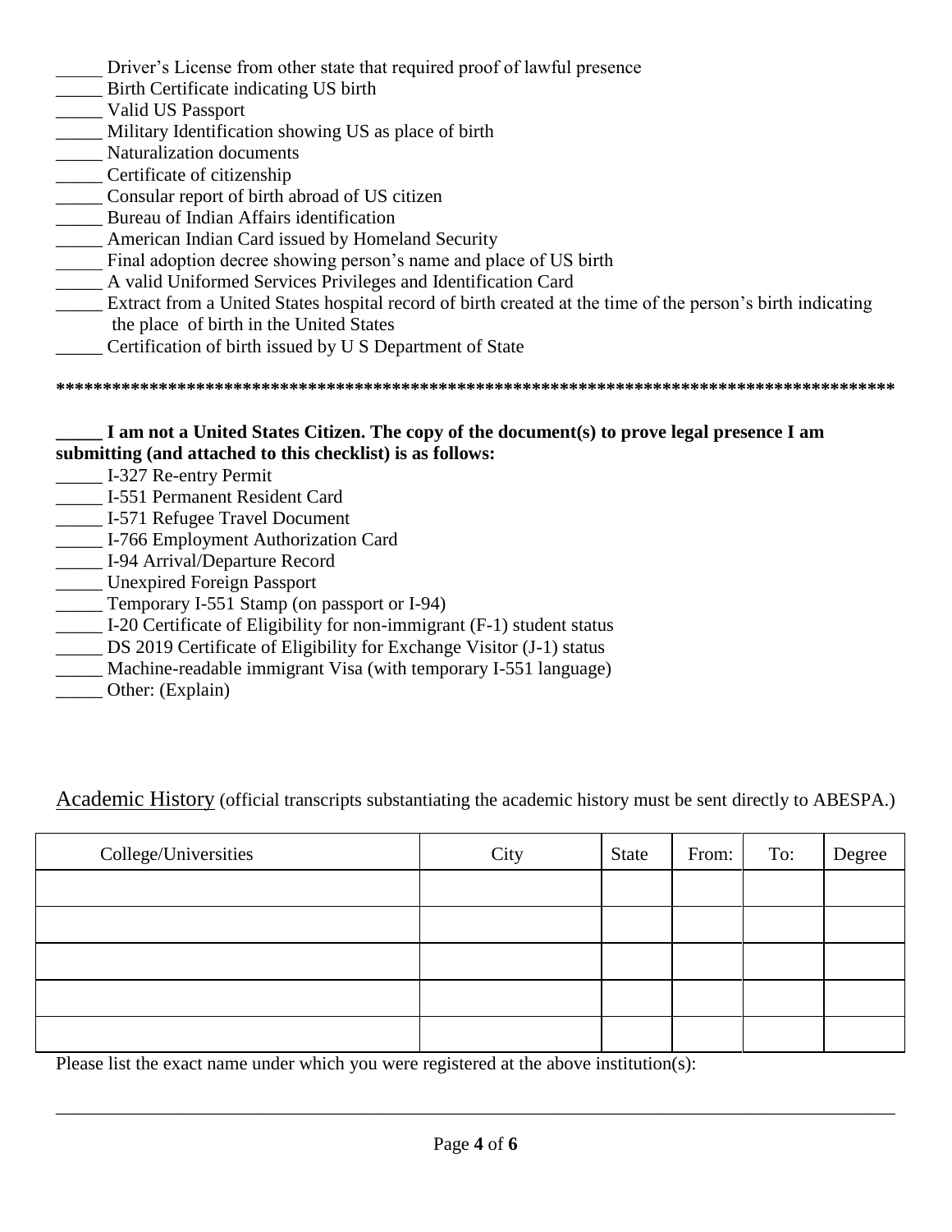_____ Driver's License from other state that required proof of lawful presence
_____ Birth Certificate indicating US birth
_____ Valid US Passport
_____ Military Identification showing US as place of birth
_____ Naturalization documents
_____ Certificate of citizenship
_____ Consular report of birth abroad of US citizen
_____ Bureau of Indian Affairs identification
_____ American Indian Card issued by Homeland Security
_____ Final adoption decree showing person's name and place of US birth
_____ A valid Uniformed Services Privileges and Identification Card
_____ Extract from a United States hospital record of birth created at the time of the person's birth indicating the place of birth in the United States
_____ Certification of birth issued by U S Department of State

******************************************************************************************

**_____ I am not a United States Citizen. The copy of the document(s) to prove legal presence I am submitting (and attached to this checklist) is as follows:**

_____ I-327 Re-entry Permit
_____ I-551 Permanent Resident Card
_____ I-571 Refugee Travel Document
_____ I-766 Employment Authorization Card
_____ I-94 Arrival/Departure Record
_____ Unexpired Foreign Passport
_____ Temporary I-551 Stamp (on passport or I-94)
_____ I-20 Certificate of Eligibility for non-immigrant (F-1) student status
_____ DS 2019 Certificate of Eligibility for Exchange Visitor (J-1) status
_____ Machine-readable immigrant Visa (with temporary I-551 language)
_____ Other: (Explain)

## Academic History (official transcripts substantiating the academic history must be sent directly to ABESPA.)

| College/Universities | City | State | From: | To: | Degree |
|---|---|---|---|---|---|
| | | | | | |
| | | | | | |
| | | | | | |
| | | | | | |
| | | | | | |

Please list the exact name under which you were registered at the above institution(s):

______________________________________________________________________________________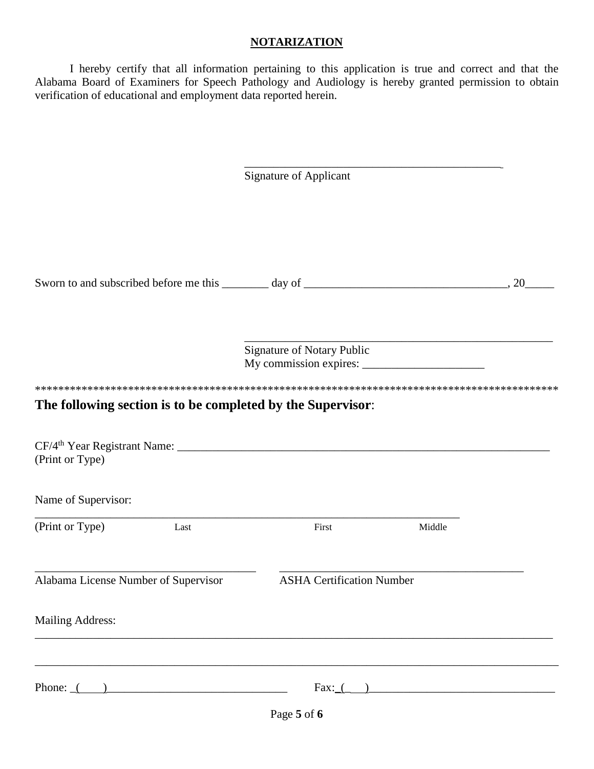## NOTARIZATION

I hereby certify that all information pertaining to this application is true and correct and that the Alabama Board of Examiners for Speech Pathology and Audiology is hereby granted permission to obtain verification of educational and employment data reported herein.

_______________________________________________
Signature of Applicant

Sworn to and subscribed before me this ________ day of __________________________________, 20_____

_______________________________________________________
Signature of Notary Public
My commission expires: _____________________

*****************************************************************************************

**The following section is to be completed by the Supervisor**:

CF/4th Year Registrant Name: _________________________________________________________________
(Print or Type)

Name of Supervisor:
___________________________________________________________________________
(Print or Type) Last First Middle

_______________________________________ _________________________________________
Alabama License Number of Supervisor ASHA Certification Number

Mailing Address:
___________________________________________________________________________________________

___________________________________________________________________________________________

Phone: _(____)_______________________________ Fax:_(___)________________________________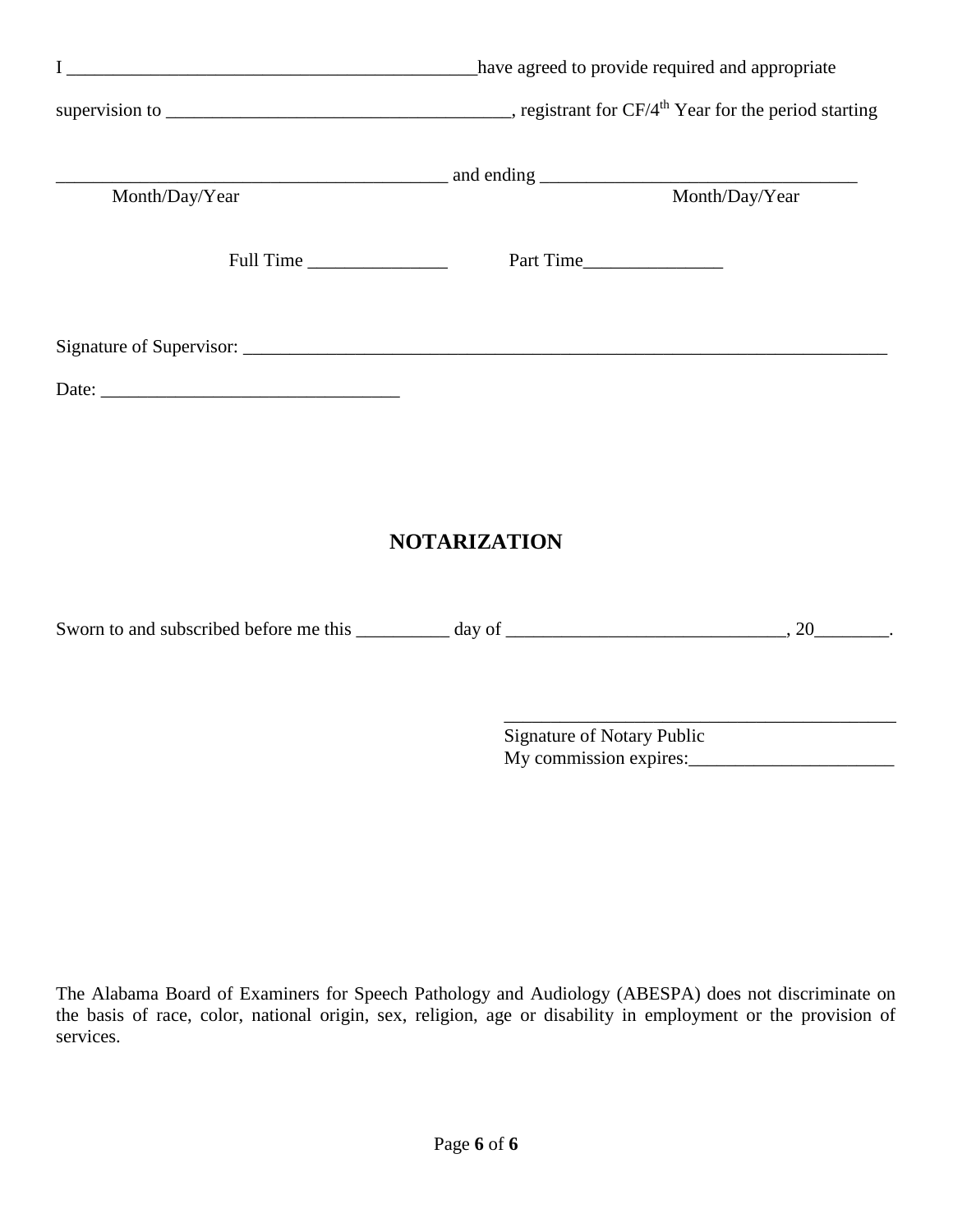I _____________________________________________have agreed to provide required and appropriate supervision to _____________________________________, registrant for CF/4th Year for the period starting

_________________________________________ and ending _________________________________
Month/Day/Year                                                                                    Month/Day/Year

Full Time _______________          Part Time_______________

Signature of Supervisor: _________________________________________________________________________

Date: ________________________________

## NOTARIZATION

Sworn to and subscribed before me this __________ day of ______________________________, 20________.

___________________________________________
Signature of Notary Public
My commission expires:______________________

The Alabama Board of Examiners for Speech Pathology and Audiology (ABESPA) does not discriminate on the basis of race, color, national origin, sex, religion, age or disability in employment or the provision of services.